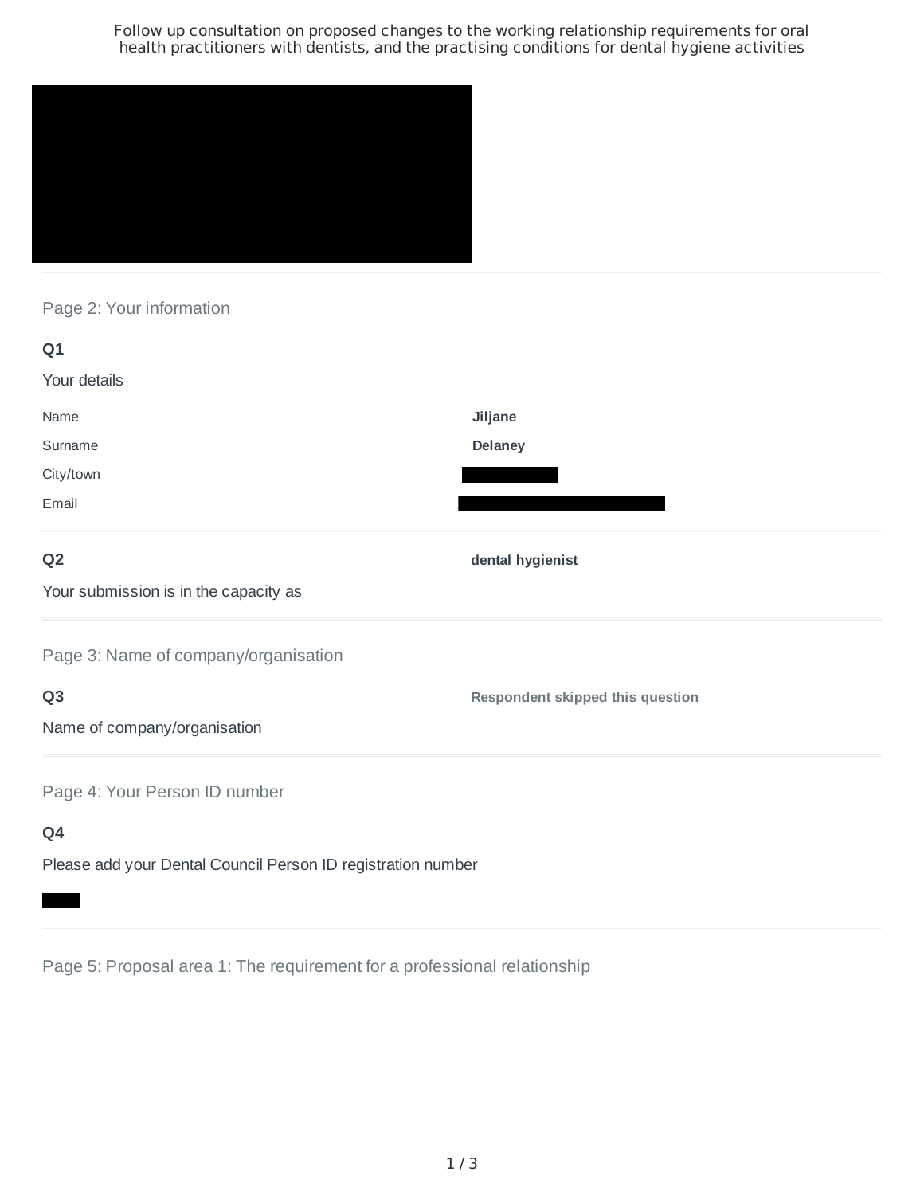# Follow up consultation on proposed changes to the working relationship requirements for oral health practitioners with dentists, and the practising conditions for dental hygiene activities

## Page 2: Your information

**Q1**

Your details

| | |
|---|---|
| Name | **Jiljane** |
| Surname | **Delaney** |
| City/town | |
| Email | |

**Q2**

Your submission is in the capacity as

**dental hygienist**

## Page 3: Name of company/organisation

**Q3**

Name of company/organisation

**Respondent skipped this question**

## Page 4: Your Person ID number

**Q4**

Please add your Dental Council Person ID registration number

## Page 5: Proposal area 1: The requirement for a professional relationship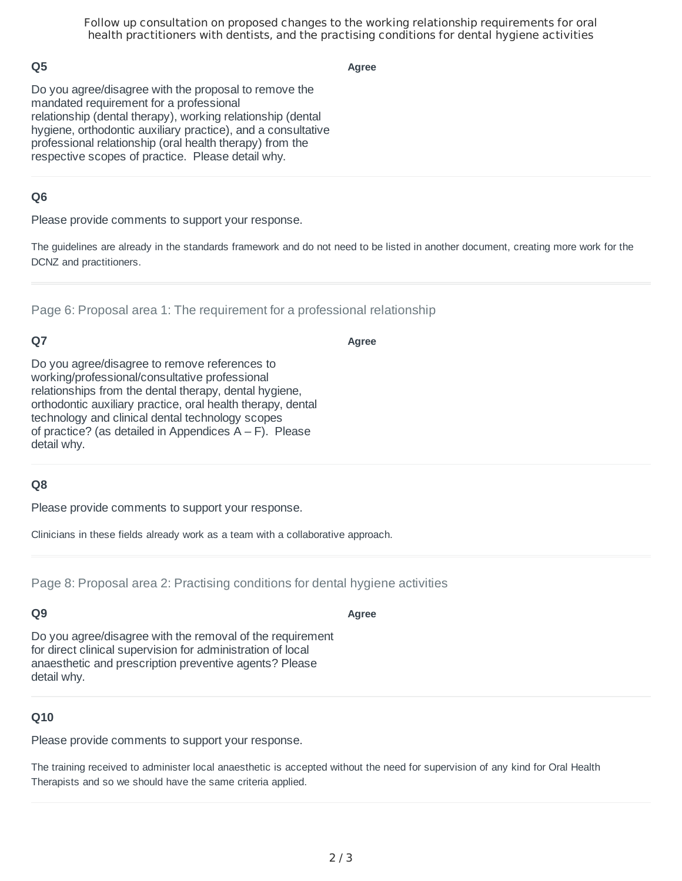### Q5

Do you agree/disagree with the proposal to remove the mandated requirement for a professional relationship (dental therapy), working relationship (dental hygiene, orthodontic auxiliary practice), and a consultative professional relationship (oral health therapy) from the respective scopes of practice. Please detail why.

**Agree**

### Q6

Please provide comments to support your response.

The guidelines are already in the standards framework and do not need to be listed in another document, creating more work for the DCNZ and practitioners.

## Page 6: Proposal area 1: The requirement for a professional relationship

### Q7

Do you agree/disagree to remove references to working/professional/consultative professional relationships from the dental therapy, dental hygiene, orthodontic auxiliary practice, oral health therapy, dental technology and clinical dental technology scopes of practice? (as detailed in Appendices A – F). Please detail why.

**Agree**

### Q8

Please provide comments to support your response.

Clinicians in these fields already work as a team with a collaborative approach.

## Page 8: Proposal area 2: Practising conditions for dental hygiene activities

### Q9

Do you agree/disagree with the removal of the requirement for direct clinical supervision for administration of local anaesthetic and prescription preventive agents? Please detail why.

**Agree**

### Q10

Please provide comments to support your response.

The training received to administer local anaesthetic is accepted without the need for supervision of any kind for Oral Health Therapists and so we should have the same criteria applied.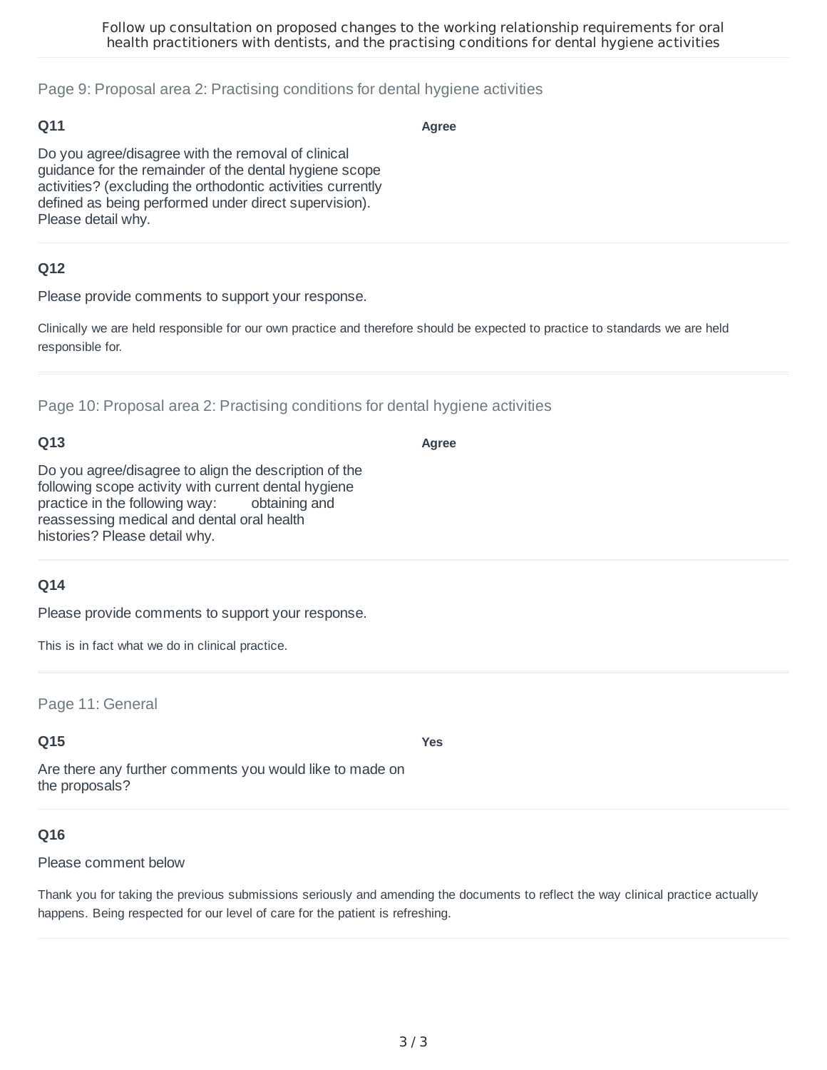## Page 9: Proposal area 2: Practising conditions for dental hygiene activities

**Q11**

Do you agree/disagree with the removal of clinical guidance for the remainder of the dental hygiene scope activities? (excluding the orthodontic activities currently defined as being performed under direct supervision). Please detail why.

**Agree**

**Q12**

Please provide comments to support your response.

Clinically we are held responsible for our own practice and therefore should be expected to practice to standards we are held responsible for.

## Page 10: Proposal area 2: Practising conditions for dental hygiene activities

**Q13**

Do you agree/disagree to align the description of the following scope activity with current dental hygiene practice in the following way: obtaining and reassessing medical and dental oral health histories? Please detail why.

**Agree**

**Q14**

Please provide comments to support your response.

This is in fact what we do in clinical practice.

## Page 11: General

**Q15**

Are there any further comments you would like to made on the proposals?

**Yes**

**Q16**

Please comment below

Thank you for taking the previous submissions seriously and amending the documents to reflect the way clinical practice actually happens. Being respected for our level of care for the patient is refreshing.